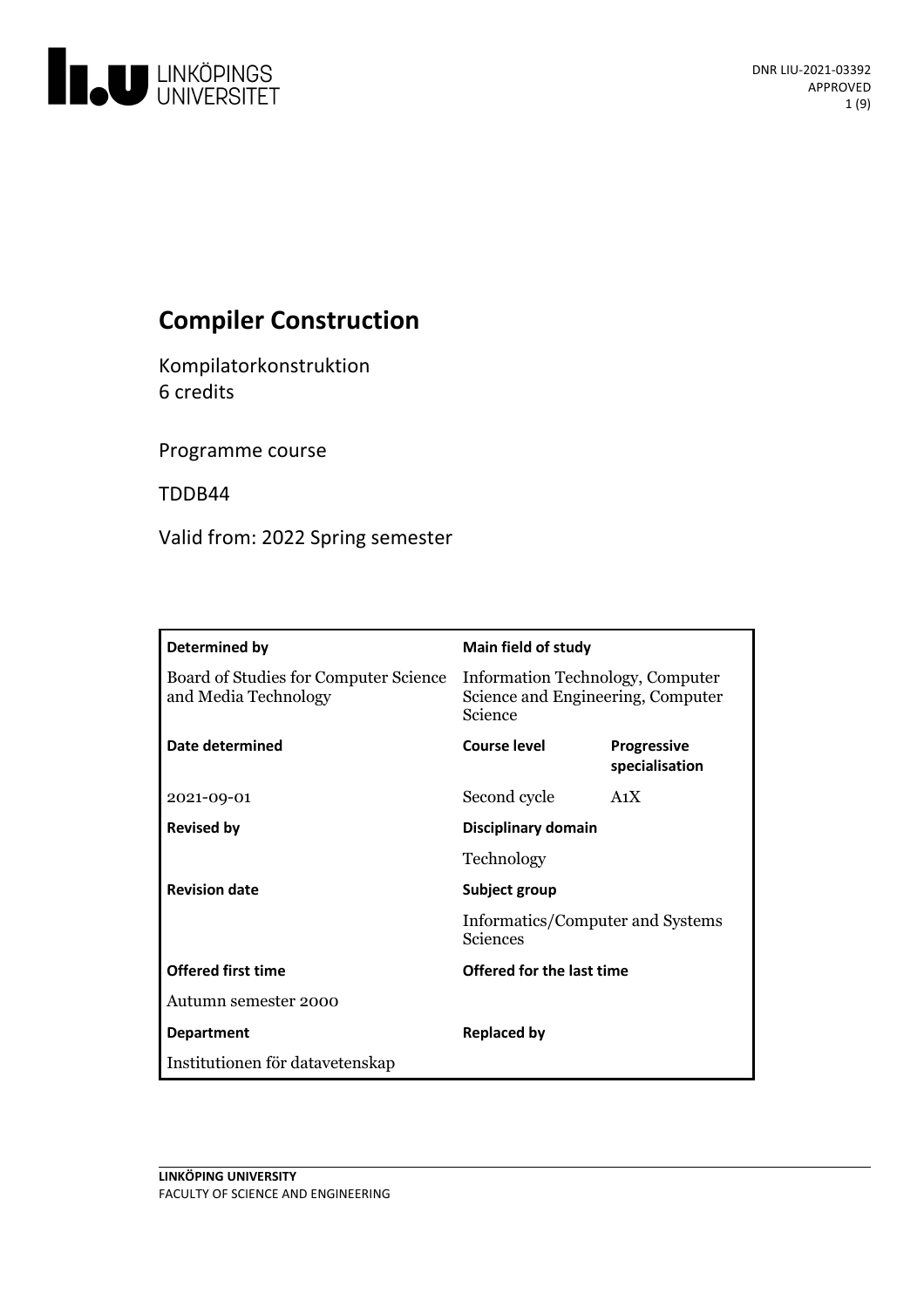# Compiler Construction

Kompilatorkonstruktion
6 credits

Programme course

TDDB44

Valid from: 2022 Spring semester

| Determined by | Main field of study | |
|---|---|---|
| Board of Studies for Computer Science and Media Technology | Information Technology, Computer Science and Engineering, Computer Science | |
| **Date determined** | **Course level** | **Progressive specialisation** |
| 2021-09-01 | Second cycle | A1X |
| **Revised by** | **Disciplinary domain** | |
| | Technology | |
| **Revision date** | **Subject group** | |
| | Informatics/Computer and Systems Sciences | |
| **Offered first time** | **Offered for the last time** | |
| Autumn semester 2000 | | |
| **Department** | **Replaced by** | |
| Institutionen för datavetenskap | | |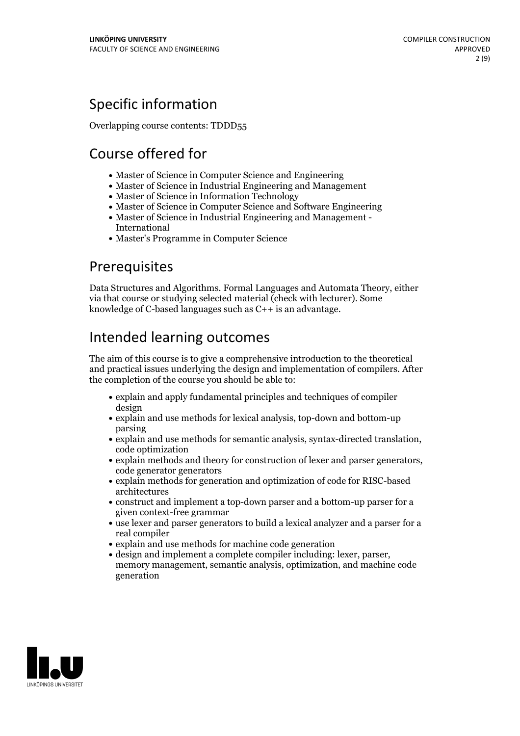## Specific information

Overlapping course contents: TDDD55

## Course offered for

- Master of Science in Computer Science and Engineering
- Master of Science in Industrial Engineering and Management
- Master of Science in Information Technology
- Master of Science in Computer Science and Software Engineering
- Master of Science in Industrial Engineering and Management - International
- Master's Programme in Computer Science

## Prerequisites

Data Structures and Algorithms. Formal Languages and Automata Theory, either via that course or studying selected material (check with lecturer). Some knowledge of C-based languages such as C++ is an advantage.

## Intended learning outcomes

The aim of this course is to give a comprehensive introduction to the theoretical and practical issues underlying the design and implementation of compilers. After the completion of the course you should be able to:

- explain and apply fundamental principles and techniques of compiler design
- explain and use methods for lexical analysis, top-down and bottom-up parsing
- explain and use methods for semantic analysis, syntax-directed translation, code optimization
- explain methods and theory for construction of lexer and parser generators, code generator generators
- explain methods for generation and optimization of code for RISC-based architectures
- construct and implement a top-down parser and a bottom-up parser for a given context-free grammar
- use lexer and parser generators to build a lexical analyzer and a parser for a real compiler
- explain and use methods for machine code generation
- design and implement a complete compiler including: lexer, parser, memory management, semantic analysis, optimization, and machine code generation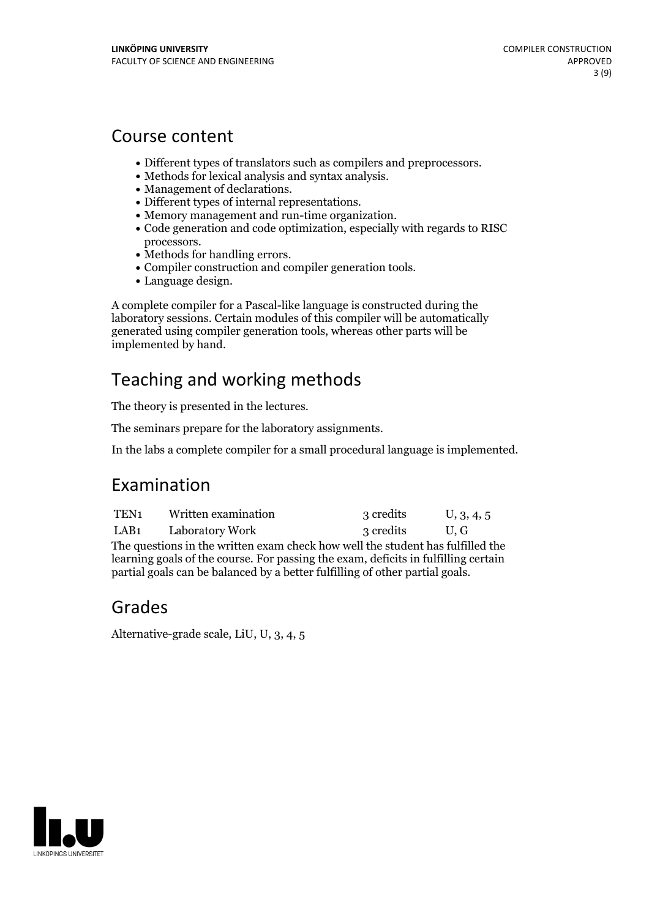## Course content

- Different types of translators such as compilers and preprocessors.
- Methods for lexical analysis and syntax analysis.
- Management of declarations.
- Different types of internal representations.
- Memory management and run-time organization.
- Code generation and code optimization, especially with regards to RISC processors.
- Methods for handling errors.
- Compiler construction and compiler generation tools.
- Language design.

A complete compiler for a Pascal-like language is constructed during the laboratory sessions. Certain modules of this compiler will be automatically generated using compiler generation tools, whereas other parts will be implemented by hand.

## Teaching and working methods

The theory is presented in the lectures.

The seminars prepare for the laboratory assignments.

In the labs a complete compiler for a small procedural language is implemented.

## Examination

| | | | |
|---|---|---|---|
| TEN1 | Written examination | 3 credits | U, 3, 4, 5 |
| LAB1 | Laboratory Work | 3 credits | U, G |

The questions in the written exam check how well the student has fulfilled the learning goals of the course. For passing the exam, deficits in fulfilling certain partial goals can be balanced by a better fulfilling of other partial goals.

## Grades

Alternative-grade scale, LiU, U, 3, 4, 5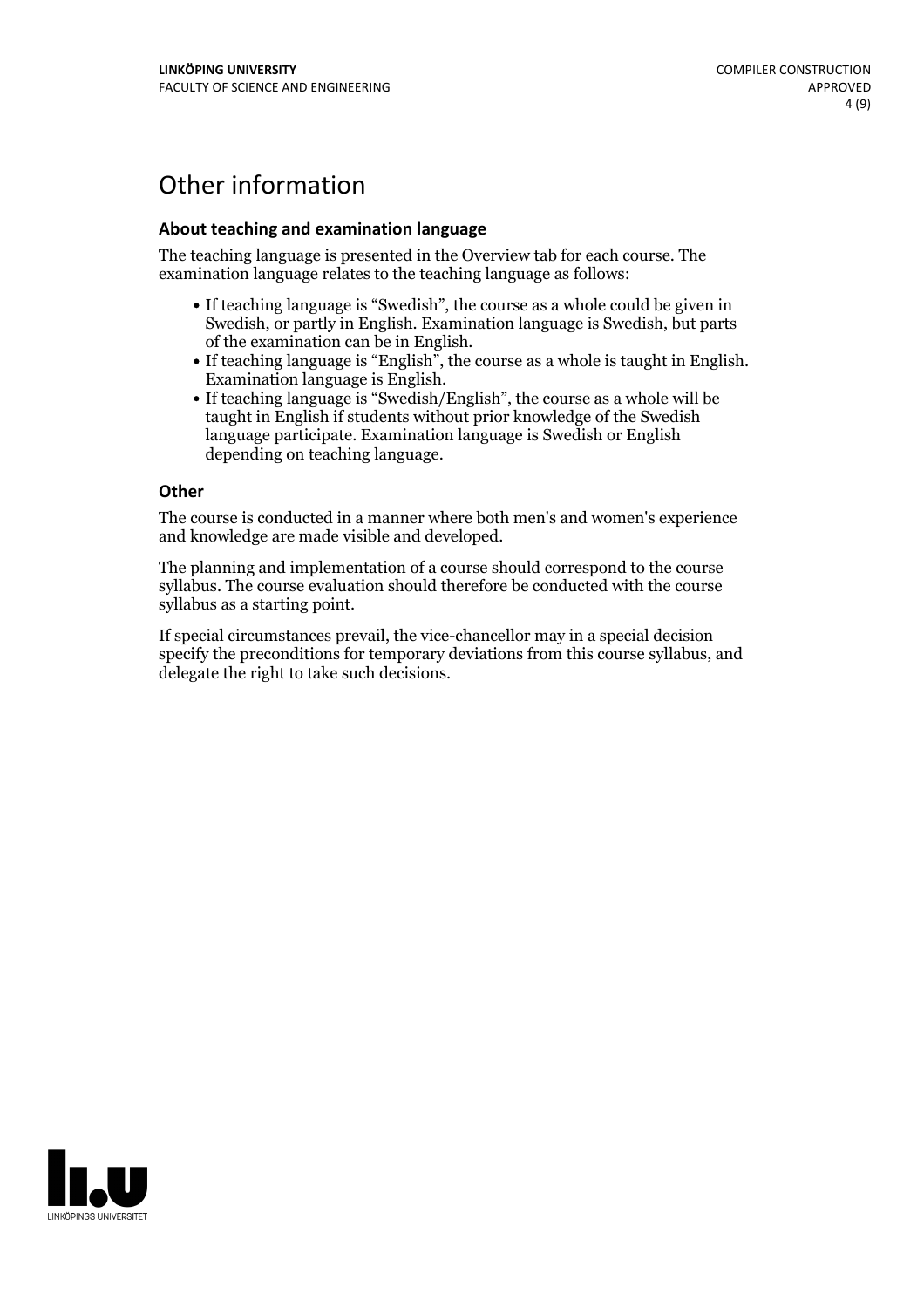# Other information

### About teaching and examination language

The teaching language is presented in the Overview tab for each course. The examination language relates to the teaching language as follows:

- If teaching language is "Swedish", the course as a whole could be given in Swedish, or partly in English. Examination language is Swedish, but parts of the examination can be in English.
- If teaching language is "English", the course as a whole is taught in English. Examination language is English.
- If teaching language is "Swedish/English", the course as a whole will be taught in English if students without prior knowledge of the Swedish language participate. Examination language is Swedish or English depending on teaching language.

### Other

The course is conducted in a manner where both men's and women's experience and knowledge are made visible and developed.

The planning and implementation of a course should correspond to the course syllabus. The course evaluation should therefore be conducted with the course syllabus as a starting point.

If special circumstances prevail, the vice-chancellor may in a special decision specify the preconditions for temporary deviations from this course syllabus, and delegate the right to take such decisions.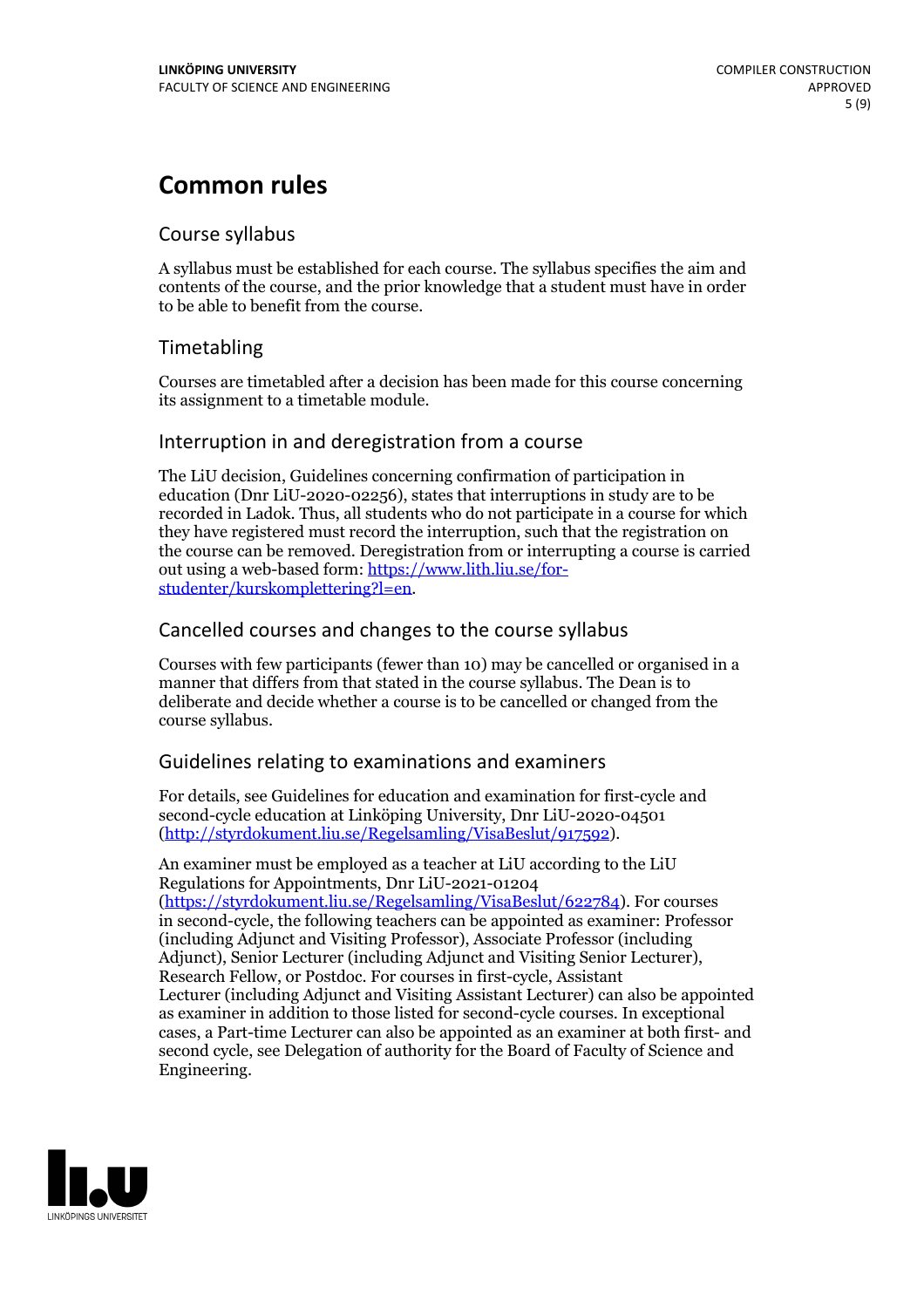# Common rules

## Course syllabus

A syllabus must be established for each course. The syllabus specifies the aim and contents of the course, and the prior knowledge that a student must have in order to be able to benefit from the course.

## Timetabling

Courses are timetabled after a decision has been made for this course concerning its assignment to a timetable module.

## Interruption in and deregistration from a course

The LiU decision, Guidelines concerning confirmation of participation in education (Dnr LiU-2020-02256), states that interruptions in study are to be recorded in Ladok. Thus, all students who do not participate in a course for which they have registered must record the interruption, such that the registration on the course can be removed. Deregistration from or interrupting a course is carried out using a web-based form: https://www.lith.liu.se/for-studenter/kurskomplettering?l=en.

## Cancelled courses and changes to the course syllabus

Courses with few participants (fewer than 10) may be cancelled or organised in a manner that differs from that stated in the course syllabus. The Dean is to deliberate and decide whether a course is to be cancelled or changed from the course syllabus.

## Guidelines relating to examinations and examiners

For details, see Guidelines for education and examination for first-cycle and second-cycle education at Linköping University, Dnr LiU-2020-04501 (http://styrdokument.liu.se/Regelsamling/VisaBeslut/917592).

An examiner must be employed as a teacher at LiU according to the LiU Regulations for Appointments, Dnr LiU-2021-01204 (https://styrdokument.liu.se/Regelsamling/VisaBeslut/622784). For courses in second-cycle, the following teachers can be appointed as examiner: Professor (including Adjunct and Visiting Professor), Associate Professor (including Adjunct), Senior Lecturer (including Adjunct and Visiting Senior Lecturer), Research Fellow, or Postdoc. For courses in first-cycle, Assistant Lecturer (including Adjunct and Visiting Assistant Lecturer) can also be appointed as examiner in addition to those listed for second-cycle courses. In exceptional cases, a Part-time Lecturer can also be appointed as an examiner at both first- and second cycle, see Delegation of authority for the Board of Faculty of Science and Engineering.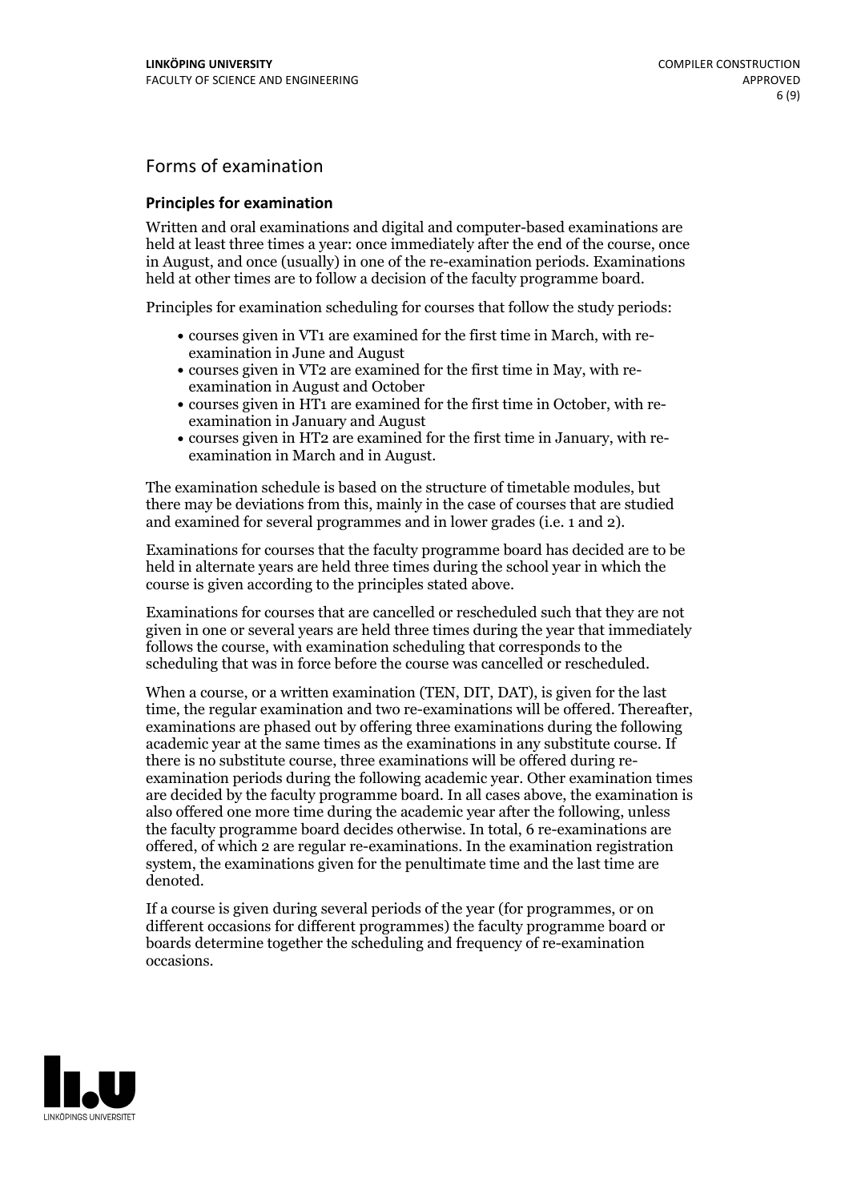## Forms of examination

### Principles for examination

Written and oral examinations and digital and computer-based examinations are held at least three times a year: once immediately after the end of the course, once in August, and once (usually) in one of the re-examination periods. Examinations held at other times are to follow a decision of the faculty programme board.

Principles for examination scheduling for courses that follow the study periods:

- courses given in VT1 are examined for the first time in March, with re-examination in June and August
- courses given in VT2 are examined for the first time in May, with re-examination in August and October
- courses given in HT1 are examined for the first time in October, with re-examination in January and August
- courses given in HT2 are examined for the first time in January, with re-examination in March and in August.

The examination schedule is based on the structure of timetable modules, but there may be deviations from this, mainly in the case of courses that are studied and examined for several programmes and in lower grades (i.e. 1 and 2).

Examinations for courses that the faculty programme board has decided are to be held in alternate years are held three times during the school year in which the course is given according to the principles stated above.

Examinations for courses that are cancelled or rescheduled such that they are not given in one or several years are held three times during the year that immediately follows the course, with examination scheduling that corresponds to the scheduling that was in force before the course was cancelled or rescheduled.

When a course, or a written examination (TEN, DIT, DAT), is given for the last time, the regular examination and two re-examinations will be offered. Thereafter, examinations are phased out by offering three examinations during the following academic year at the same times as the examinations in any substitute course. If there is no substitute course, three examinations will be offered during re-examination periods during the following academic year. Other examination times are decided by the faculty programme board. In all cases above, the examination is also offered one more time during the academic year after the following, unless the faculty programme board decides otherwise. In total, 6 re-examinations are offered, of which 2 are regular re-examinations. In the examination registration system, the examinations given for the penultimate time and the last time are denoted.

If a course is given during several periods of the year (for programmes, or on different occasions for different programmes) the faculty programme board or boards determine together the scheduling and frequency of re-examination occasions.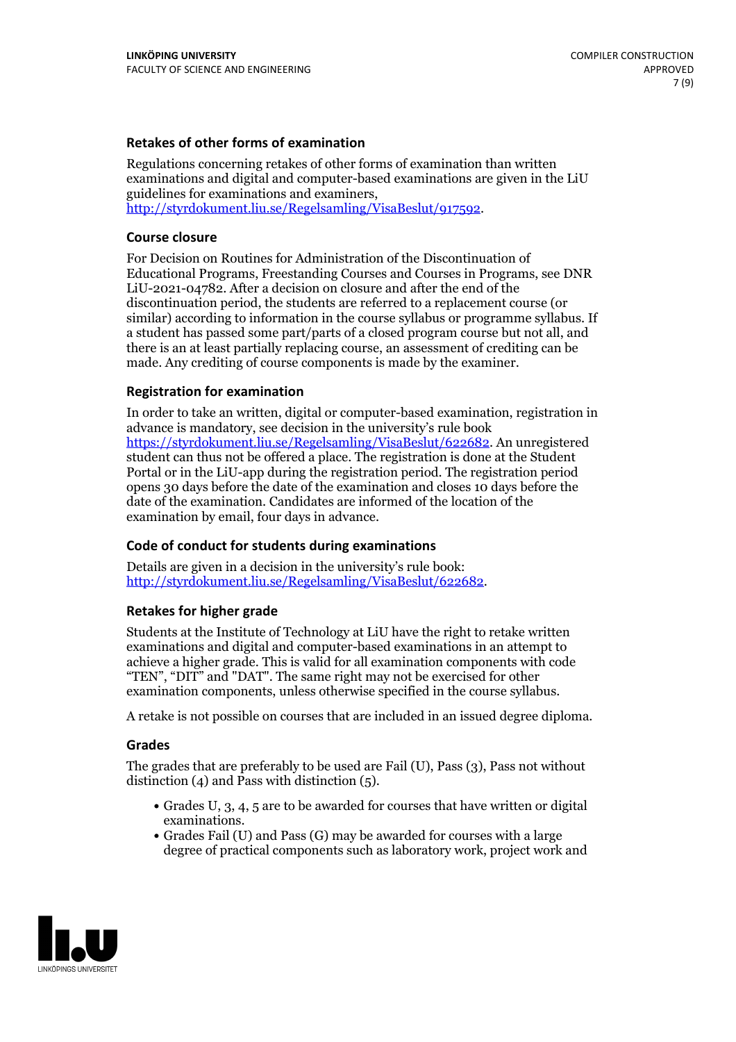### Retakes of other forms of examination

Regulations concerning retakes of other forms of examination than written examinations and digital and computer-based examinations are given in the LiU guidelines for examinations and examiners, http://styrdokument.liu.se/Regelsamling/VisaBeslut/917592.

### Course closure

For Decision on Routines for Administration of the Discontinuation of Educational Programs, Freestanding Courses and Courses in Programs, see DNR LiU-2021-04782. After a decision on closure and after the end of the discontinuation period, the students are referred to a replacement course (or similar) according to information in the course syllabus or programme syllabus. If a student has passed some part/parts of a closed program course but not all, and there is an at least partially replacing course, an assessment of crediting can be made. Any crediting of course components is made by the examiner.

### Registration for examination

In order to take an written, digital or computer-based examination, registration in advance is mandatory, see decision in the university's rule book https://styrdokument.liu.se/Regelsamling/VisaBeslut/622682. An unregistered student can thus not be offered a place. The registration is done at the Student Portal or in the LiU-app during the registration period. The registration period opens 30 days before the date of the examination and closes 10 days before the date of the examination. Candidates are informed of the location of the examination by email, four days in advance.

### Code of conduct for students during examinations

Details are given in a decision in the university's rule book: http://styrdokument.liu.se/Regelsamling/VisaBeslut/622682.

### Retakes for higher grade

Students at the Institute of Technology at LiU have the right to retake written examinations and digital and computer-based examinations in an attempt to achieve a higher grade. This is valid for all examination components with code "TEN", "DIT" and "DAT". The same right may not be exercised for other examination components, unless otherwise specified in the course syllabus.

A retake is not possible on courses that are included in an issued degree diploma.

### Grades

The grades that are preferably to be used are Fail (U), Pass (3), Pass not without distinction (4) and Pass with distinction (5).

- Grades U, 3, 4, 5 are to be awarded for courses that have written or digital examinations.
- Grades Fail (U) and Pass (G) may be awarded for courses with a large degree of practical components such as laboratory work, project work and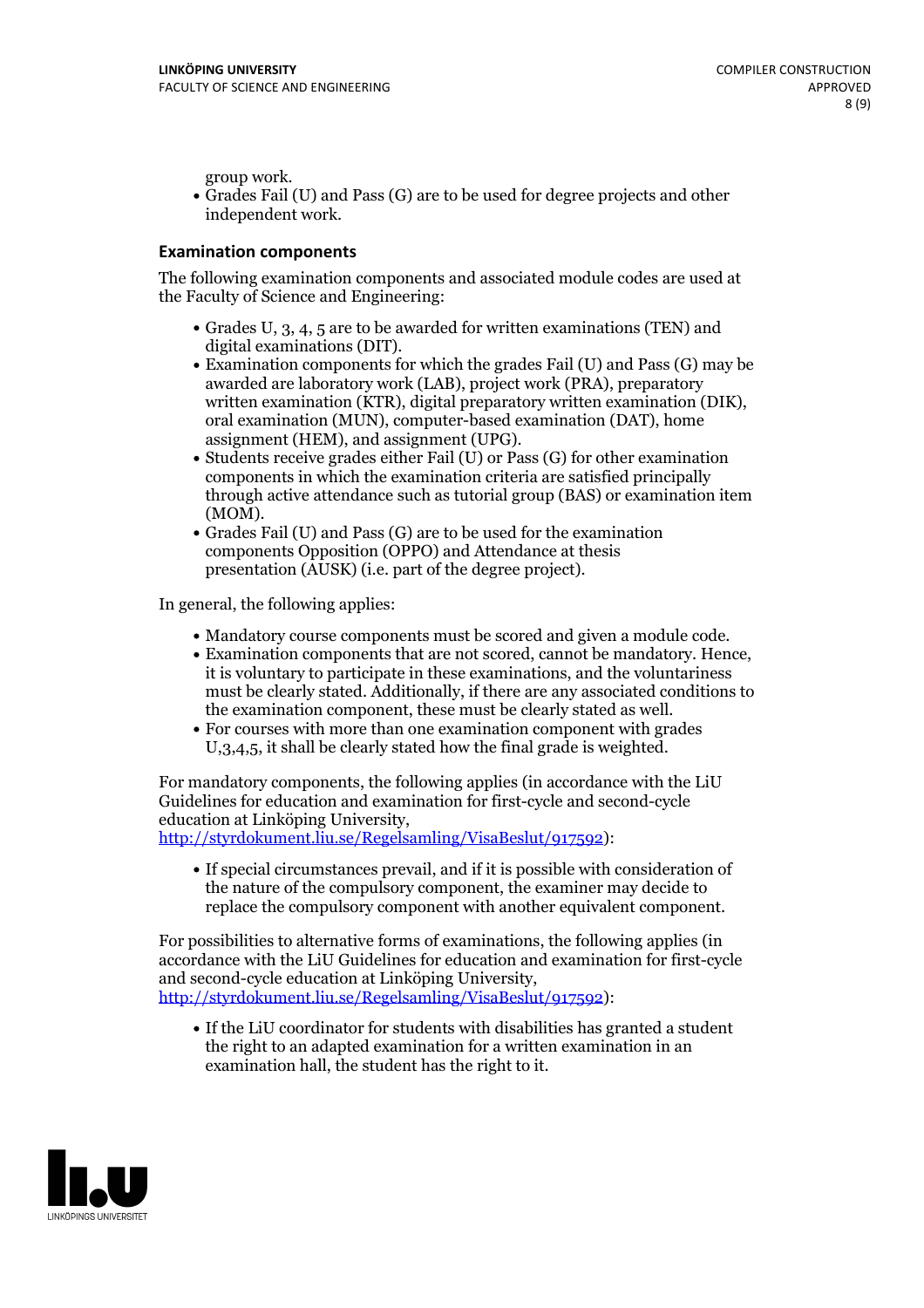group work.

- Grades Fail (U) and Pass (G) are to be used for degree projects and other independent work.

### Examination components

The following examination components and associated module codes are used at the Faculty of Science and Engineering:

- Grades U, 3, 4, 5 are to be awarded for written examinations (TEN) and digital examinations (DIT).
- Examination components for which the grades Fail (U) and Pass (G) may be awarded are laboratory work (LAB), project work (PRA), preparatory written examination (KTR), digital preparatory written examination (DIK), oral examination (MUN), computer-based examination (DAT), home assignment (HEM), and assignment (UPG).
- Students receive grades either Fail (U) or Pass (G) for other examination components in which the examination criteria are satisfied principally through active attendance such as tutorial group (BAS) or examination item (MOM).
- Grades Fail (U) and Pass (G) are to be used for the examination components Opposition (OPPO) and Attendance at thesis presentation (AUSK) (i.e. part of the degree project).

In general, the following applies:

- Mandatory course components must be scored and given a module code.
- Examination components that are not scored, cannot be mandatory. Hence, it is voluntary to participate in these examinations, and the voluntariness must be clearly stated. Additionally, if there are any associated conditions to the examination component, these must be clearly stated as well.
- For courses with more than one examination component with grades U,3,4,5, it shall be clearly stated how the final grade is weighted.

For mandatory components, the following applies (in accordance with the LiU Guidelines for education and examination for first-cycle and second-cycle education at Linköping University, http://styrdokument.liu.se/Regelsamling/VisaBeslut/917592):

- If special circumstances prevail, and if it is possible with consideration of the nature of the compulsory component, the examiner may decide to replace the compulsory component with another equivalent component.

For possibilities to alternative forms of examinations, the following applies (in accordance with the LiU Guidelines for education and examination for first-cycle and second-cycle education at Linköping University, http://styrdokument.liu.se/Regelsamling/VisaBeslut/917592):

- If the LiU coordinator for students with disabilities has granted a student the right to an adapted examination for a written examination in an examination hall, the student has the right to it.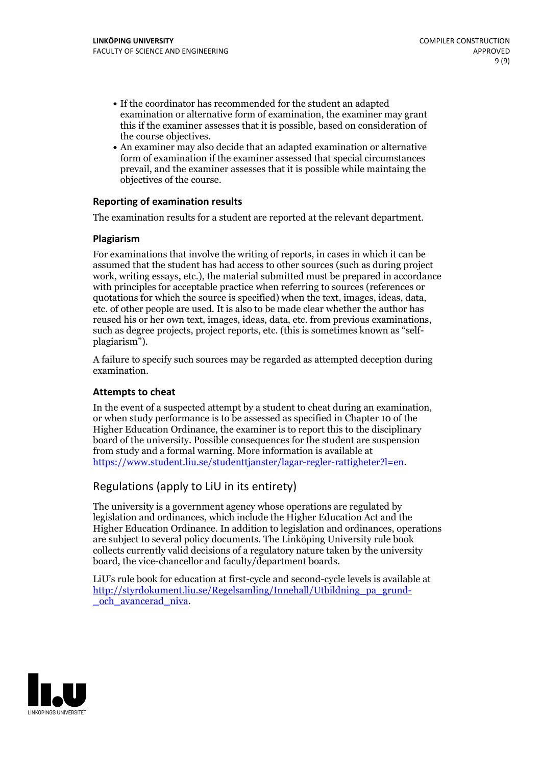- If the coordinator has recommended for the student an adapted examination or alternative form of examination, the examiner may grant this if the examiner assesses that it is possible, based on consideration of the course objectives.
- An examiner may also decide that an adapted examination or alternative form of examination if the examiner assessed that special circumstances prevail, and the examiner assesses that it is possible while maintaing the objectives of the course.

### Reporting of examination results

The examination results for a student are reported at the relevant department.

### Plagiarism

For examinations that involve the writing of reports, in cases in which it can be assumed that the student has had access to other sources (such as during project work, writing essays, etc.), the material submitted must be prepared in accordance with principles for acceptable practice when referring to sources (references or quotations for which the source is specified) when the text, images, ideas, data, etc. of other people are used. It is also to be made clear whether the author has reused his or her own text, images, ideas, data, etc. from previous examinations, such as degree projects, project reports, etc. (this is sometimes known as "self-plagiarism").

A failure to specify such sources may be regarded as attempted deception during examination.

### Attempts to cheat

In the event of a suspected attempt by a student to cheat during an examination, or when study performance is to be assessed as specified in Chapter 10 of the Higher Education Ordinance, the examiner is to report this to the disciplinary board of the university. Possible consequences for the student are suspension from study and a formal warning. More information is available at https://www.student.liu.se/studenttjanster/lagar-regler-rattigheter?l=en.

## Regulations (apply to LiU in its entirety)

The university is a government agency whose operations are regulated by legislation and ordinances, which include the Higher Education Act and the Higher Education Ordinance. In addition to legislation and ordinances, operations are subject to several policy documents. The Linköping University rule book collects currently valid decisions of a regulatory nature taken by the university board, the vice-chancellor and faculty/department boards.

LiU's rule book for education at first-cycle and second-cycle levels is available at http://styrdokument.liu.se/Regelsamling/Innehall/Utbildning_pa_grund-_och_avancerad_niva.